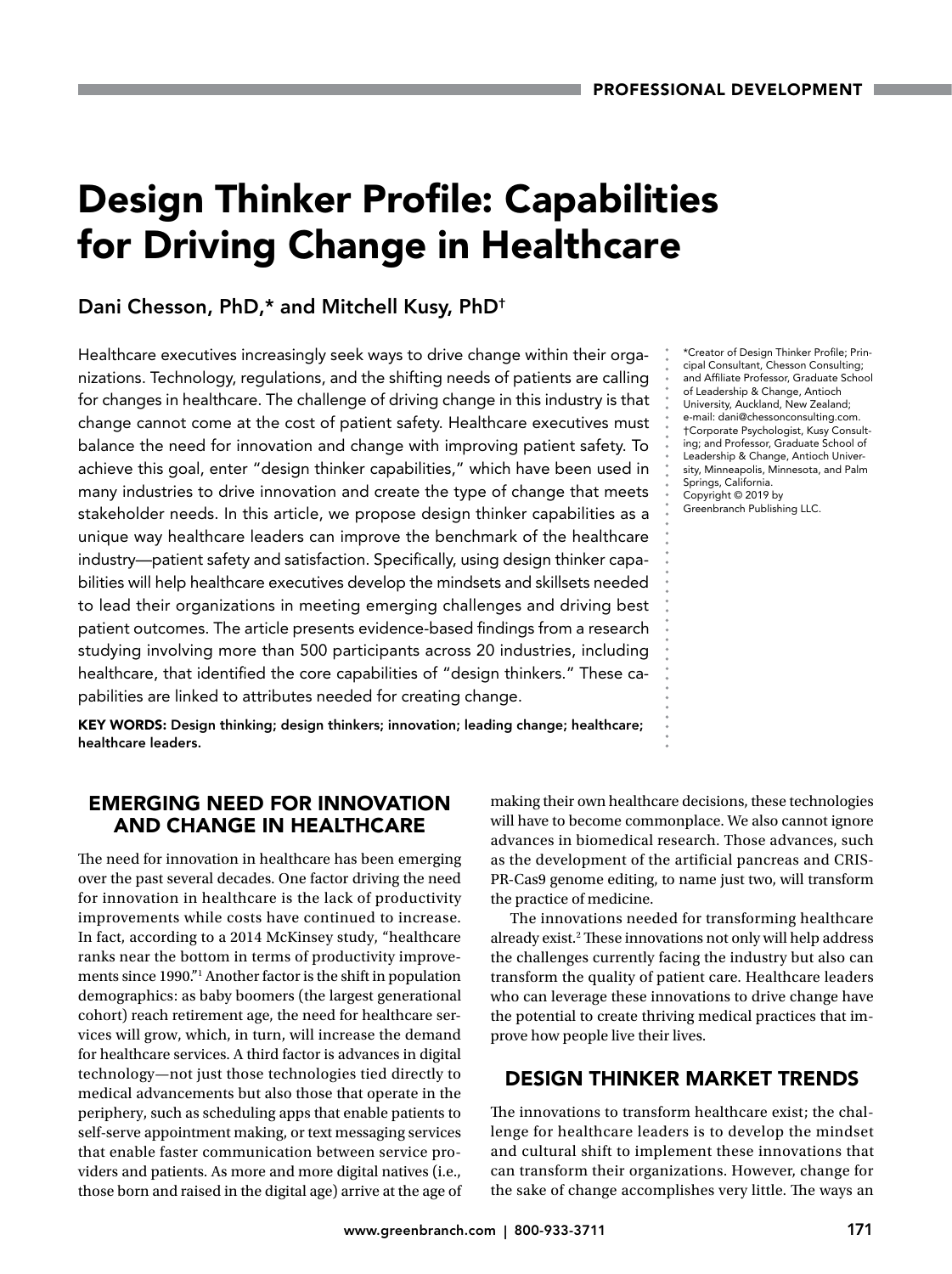# Design Thinker Profile: Capabilities for Driving Change in Healthcare

**Dani Chesson, PhD,* and Mitchell Kusy, PhD†**

Healthcare executives increasingly seek ways to drive change within their organizations. Technology, regulations, and the shifting needs of patients are calling for changes in healthcare. The challenge of driving change in this industry is that change cannot come at the cost of patient safety. Healthcare executives must balance the need for innovation and change with improving patient safety. To achieve this goal, enter "design thinker capabilities," which have been used in many industries to drive innovation and create the type of change that meets stakeholder needs. In this article, we propose design thinker capabilities as a unique way healthcare leaders can improve the benchmark of the healthcare industry—patient safety and satisfaction. Specifically, using design thinker capabilities will help healthcare executives develop the mindsets and skillsets needed to lead their organizations in meeting emerging challenges and driving best patient outcomes. The article presents evidence-based findings from a research studying involving more than 500 participants across 20 industries, including healthcare, that identified the core capabilities of "design thinkers." These capabilities are linked to attributes needed for creating change.

**KEY WORDS:** Design thinking; design thinkers; innovation; leading change; healthcare; healthcare leaders.

*Creator of Design Thinker Profile; Principal Consultant, Chesson Consulting; and Affiliate Professor, Graduate School of Leadership & Change, Antioch University, Auckland, New Zealand; e-mail: dani@chessonconsulting.com.
†Corporate Psychologist, Kusy Consulting; and Professor, Graduate School of Leadership & Change, Antioch University, Minneapolis, Minnesota, and Palm Springs, California.
Copyright © 2019 by Greenbranch Publishing LLC.

## EMERGING NEED FOR INNOVATION AND CHANGE IN HEALTHCARE

The need for innovation in healthcare has been emerging over the past several decades. One factor driving the need for innovation in healthcare is the lack of productivity improvements while costs have continued to increase. In fact, according to a 2014 McKinsey study, "healthcare ranks near the bottom in terms of productivity improvements since 1990."[1] Another factor is the shift in population demographics: as baby boomers (the largest generational cohort) reach retirement age, the need for healthcare services will grow, which, in turn, will increase the demand for healthcare services. A third factor is advances in digital technology—not just those technologies tied directly to medical advancements but also those that operate in the periphery, such as scheduling apps that enable patients to self-serve appointment making, or text messaging services that enable faster communication between service providers and patients. As more and more digital natives (i.e., those born and raised in the digital age) arrive at the age of making their own healthcare decisions, these technologies will have to become commonplace. We also cannot ignore advances in biomedical research. Those advances, such as the development of the artificial pancreas and CRISPR-Cas9 genome editing, to name just two, will transform the practice of medicine.

The innovations needed for transforming healthcare already exist.[2] These innovations not only will help address the challenges currently facing the industry but also can transform the quality of patient care. Healthcare leaders who can leverage these innovations to drive change have the potential to create thriving medical practices that improve how people live their lives.

## DESIGN THINKER MARKET TRENDS

The innovations to transform healthcare exist; the challenge for healthcare leaders is to develop the mindset and cultural shift to implement these innovations that can transform their organizations. However, change for the sake of change accomplishes very little. The ways an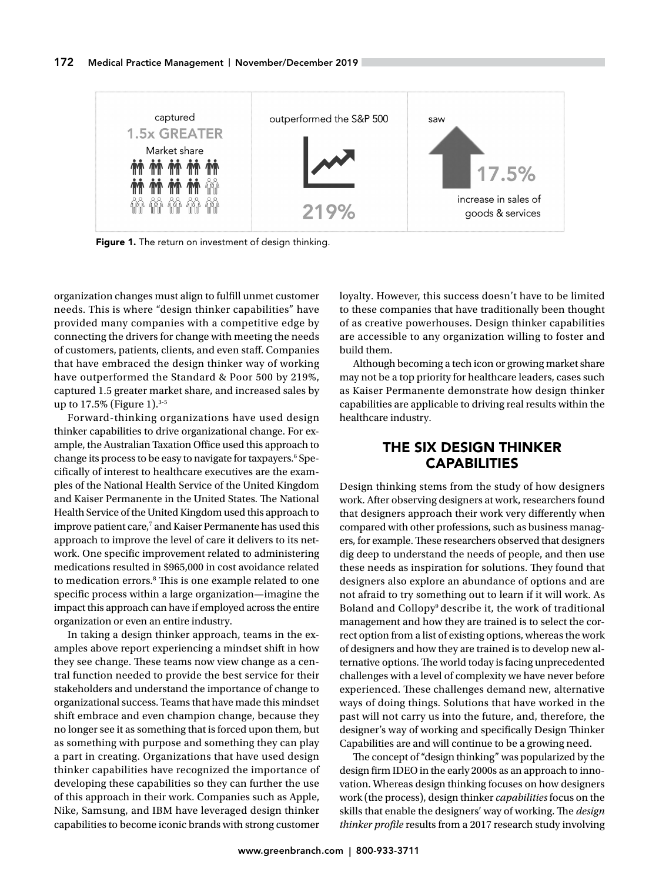captured **1.5x GREATER** Market share | outperformed the S&P 500 **219%** | saw **17.5%** increase in sales of goods & services

**Figure 1.** The return on investment of design thinking.

organization changes must align to fulfill unmet customer needs. This is where "design thinker capabilities" have provided many companies with a competitive edge by connecting the drivers for change with meeting the needs of customers, patients, clients, and even staff. Companies that have embraced the design thinker way of working have outperformed the Standard & Poor 500 by 219%, captured 1.5 greater market share, and increased sales by up to 17.5% (Figure 1).[3-5]

Forward-thinking organizations have used design thinker capabilities to drive organizational change. For example, the Australian Taxation Office used this approach to change its process to be easy to navigate for taxpayers.[6] Specifically of interest to healthcare executives are the examples of the National Health Service of the United Kingdom and Kaiser Permanente in the United States. The National Health Service of the United Kingdom used this approach to improve patient care,[7] and Kaiser Permanente has used this approach to improve the level of care it delivers to its network. One specific improvement related to administering medications resulted in $965,000 in cost avoidance related to medication errors.[8] This is one example related to one specific process within a large organization—imagine the impact this approach can have if employed across the entire organization or even an entire industry.

In taking a design thinker approach, teams in the examples above report experiencing a mindset shift in how they see change. These teams now view change as a central function needed to provide the best service for their stakeholders and understand the importance of change to organizational success. Teams that have made this mindset shift embrace and even champion change, because they no longer see it as something that is forced upon them, but as something with purpose and something they can play a part in creating. Organizations that have used design thinker capabilities have recognized the importance of developing these capabilities so they can further the use of this approach in their work. Companies such as Apple, Nike, Samsung, and IBM have leveraged design thinker capabilities to become iconic brands with strong customer loyalty. However, this success doesn't have to be limited to these companies that have traditionally been thought of as creative powerhouses. Design thinker capabilities are accessible to any organization willing to foster and build them.

Although becoming a tech icon or growing market share may not be a top priority for healthcare leaders, cases such as Kaiser Permanente demonstrate how design thinker capabilities are applicable to driving real results within the healthcare industry.

## THE SIX DESIGN THINKER CAPABILITIES

Design thinking stems from the study of how designers work. After observing designers at work, researchers found that designers approach their work very differently when compared with other professions, such as business managers, for example. These researchers observed that designers dig deep to understand the needs of people, and then use these needs as inspiration for solutions. They found that designers also explore an abundance of options and are not afraid to try something out to learn if it will work. As Boland and Collopy[9] describe it, the work of traditional management and how they are trained is to select the correct option from a list of existing options, whereas the work of designers and how they are trained is to develop new alternative options. The world today is facing unprecedented challenges with a level of complexity we have never before experienced. These challenges demand new, alternative ways of doing things. Solutions that have worked in the past will not carry us into the future, and, therefore, the designer's way of working and specifically Design Thinker Capabilities are and will continue to be a growing need.

The concept of "design thinking" was popularized by the design firm IDEO in the early 2000s as an approach to innovation. Whereas design thinking focuses on how designers work (the process), design thinker *capabilities* focus on the skills that enable the designers' way of working. The *design thinker profile* results from a 2017 research study involving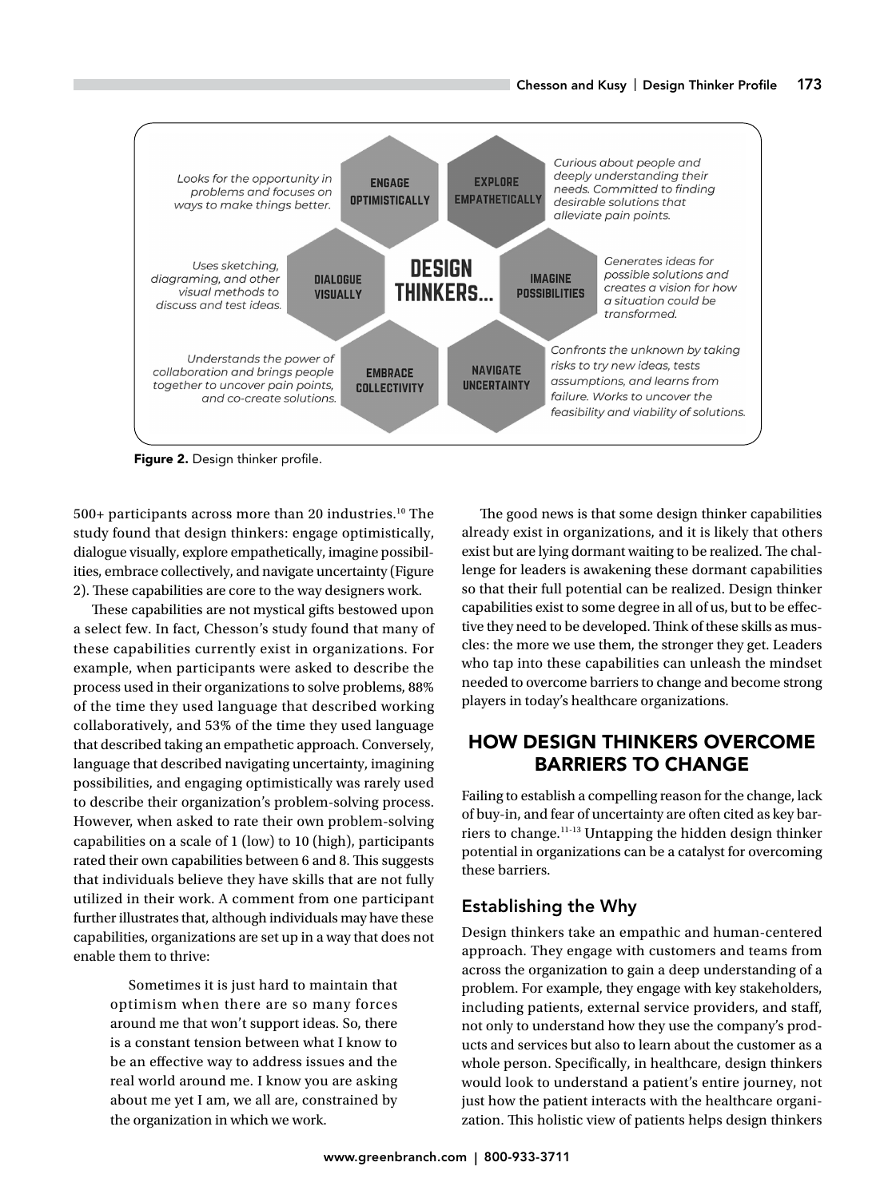Looks for the opportunity in problems and focuses on ways to make things better.

**ENGAGE OPTIMISTICALLY**

**EXPLORE EMPATHETICALLY**

Curious about people and deeply understanding their needs. Committed to finding desirable solutions that alleviate pain points.

Uses sketching, diagraming, and other visual methods to discuss and test ideas.

**DIALOGUE VISUALLY**

**DESIGN THINKERS...**

**IMAGINE POSSIBILITIES**

Generates ideas for possible solutions and creates a vision for how a situation could be transformed.

Understands the power of collaboration and brings people together to uncover pain points, and co-create solutions.

**EMBRACE COLLECTIVITY**

**NAVIGATE UNCERTAINTY**

Confronts the unknown by taking risks to try new ideas, tests assumptions, and learns from failure. Works to uncover the feasibility and viability of solutions.

**Figure 2.** Design thinker profile.

500+ participants across more than 20 industries.[10] The study found that design thinkers: engage optimistically, dialogue visually, explore empathetically, imagine possibilities, embrace collectively, and navigate uncertainty (Figure 2). These capabilities are core to the way designers work.

These capabilities are not mystical gifts bestowed upon a select few. In fact, Chesson's study found that many of these capabilities currently exist in organizations. For example, when participants were asked to describe the process used in their organizations to solve problems, 88% of the time they used language that described working collaboratively, and 53% of the time they used language that described taking an empathetic approach. Conversely, language that described navigating uncertainty, imagining possibilities, and engaging optimistically was rarely used to describe their organization's problem-solving process. However, when asked to rate their own problem-solving capabilities on a scale of 1 (low) to 10 (high), participants rated their own capabilities between 6 and 8. This suggests that individuals believe they have skills that are not fully utilized in their work. A comment from one participant further illustrates that, although individuals may have these capabilities, organizations are set up in a way that does not enable them to thrive:

> Sometimes it is just hard to maintain that optimism when there are so many forces around me that won't support ideas. So, there is a constant tension between what I know to be an effective way to address issues and the real world around me. I know you are asking about me yet I am, we all are, constrained by the organization in which we work.

The good news is that some design thinker capabilities already exist in organizations, and it is likely that others exist but are lying dormant waiting to be realized. The challenge for leaders is awakening these dormant capabilities so that their full potential can be realized. Design thinker capabilities exist to some degree in all of us, but to be effective they need to be developed. Think of these skills as muscles: the more we use them, the stronger they get. Leaders who tap into these capabilities can unleash the mindset needed to overcome barriers to change and become strong players in today's healthcare organizations.

## HOW DESIGN THINKERS OVERCOME BARRIERS TO CHANGE

Failing to establish a compelling reason for the change, lack of buy-in, and fear of uncertainty are often cited as key barriers to change.[11-13] Untapping the hidden design thinker potential in organizations can be a catalyst for overcoming these barriers.

### Establishing the Why

Design thinkers take an empathic and human-centered approach. They engage with customers and teams from across the organization to gain a deep understanding of a problem. For example, they engage with key stakeholders, including patients, external service providers, and staff, not only to understand how they use the company's products and services but also to learn about the customer as a whole person. Specifically, in healthcare, design thinkers would look to understand a patient's entire journey, not just how the patient interacts with the healthcare organization. This holistic view of patients helps design thinkers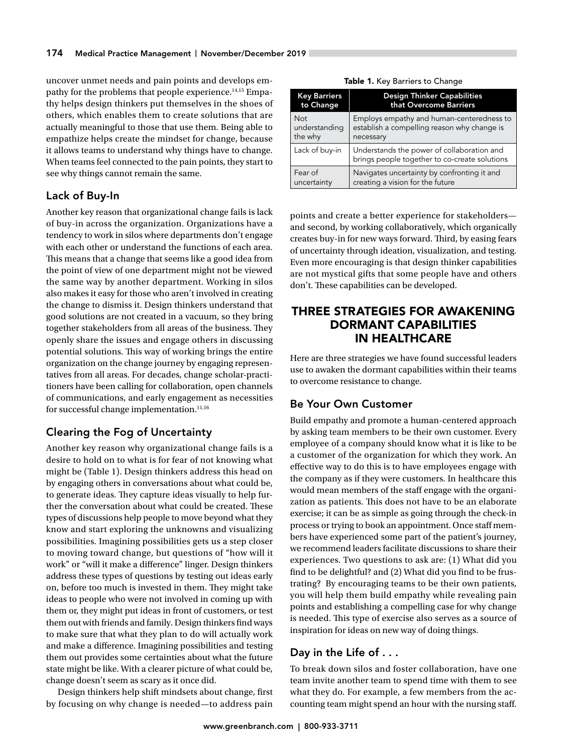uncover unmet needs and pain points and develops empathy for the problems that people experience.[14,15] Empathy helps design thinkers put themselves in the shoes of others, which enables them to create solutions that are actually meaningful to those that use them. Being able to empathize helps create the mindset for change, because it allows teams to understand why things have to change. When teams feel connected to the pain points, they start to see why things cannot remain the same.

## Lack of Buy-In

Another key reason that organizational change fails is lack of buy-in across the organization. Organizations have a tendency to work in silos where departments don't engage with each other or understand the functions of each area. This means that a change that seems like a good idea from the point of view of one department might not be viewed the same way by another department. Working in silos also makes it easy for those who aren't involved in creating the change to dismiss it. Design thinkers understand that good solutions are not created in a vacuum, so they bring together stakeholders from all areas of the business. They openly share the issues and engage others in discussing potential solutions. This way of working brings the entire organization on the change journey by engaging representatives from all areas. For decades, change scholar-practitioners have been calling for collaboration, open channels of communications, and early engagement as necessities for successful change implementation.[11,16]

## Clearing the Fog of Uncertainty

Another key reason why organizational change fails is a desire to hold on to what is for fear of not knowing what might be (Table 1). Design thinkers address this head on by engaging others in conversations about what could be, to generate ideas. They capture ideas visually to help further the conversation about what could be created. These types of discussions help people to move beyond what they know and start exploring the unknowns and visualizing possibilities. Imagining possibilities gets us a step closer to moving toward change, but questions of "how will it work" or "will it make a difference" linger. Design thinkers address these types of questions by testing out ideas early on, before too much is invested in them. They might take ideas to people who were not involved in coming up with them or, they might put ideas in front of customers, or test them out with friends and family. Design thinkers find ways to make sure that what they plan to do will actually work and make a difference. Imagining possibilities and testing them out provides some certainties about what the future state might be like. With a clearer picture of what could be, change doesn't seem as scary as it once did.

Design thinkers help shift mindsets about change, first by focusing on why change is needed—to address pain points and create a better experience for stakeholders—and second, by working collaboratively, which organically creates buy-in for new ways forward. Third, by easing fears of uncertainty through ideation, visualization, and testing. Even more encouraging is that design thinker capabilities are not mystical gifts that some people have and others don't. These capabilities can be developed.

**Table 1.** Key Barriers to Change

| Key Barriers to Change | Design Thinker Capabilities that Overcome Barriers |
|---|---|
| Not understanding the why | Employs empathy and human-centeredness to establish a compelling reason why change is necessary |
| Lack of buy-in | Understands the power of collaboration and brings people together to co-create solutions |
| Fear of uncertainty | Navigates uncertainty by confronting it and creating a vision for the future |

# THREE STRATEGIES FOR AWAKENING DORMANT CAPABILITIES IN HEALTHCARE

Here are three strategies we have found successful leaders use to awaken the dormant capabilities within their teams to overcome resistance to change.

## Be Your Own Customer

Build empathy and promote a human-centered approach by asking team members to be their own customer. Every employee of a company should know what it is like to be a customer of the organization for which they work. An effective way to do this is to have employees engage with the company as if they were customers. In healthcare this would mean members of the staff engage with the organization as patients. This does not have to be an elaborate exercise; it can be as simple as going through the check-in process or trying to book an appointment. Once staff members have experienced some part of the patient's journey, we recommend leaders facilitate discussions to share their experiences. Two questions to ask are: (1) What did you find to be delightful? and (2) What did you find to be frustrating? By encouraging teams to be their own patients, you will help them build empathy while revealing pain points and establishing a compelling case for why change is needed. This type of exercise also serves as a source of inspiration for ideas on new way of doing things.

## Day in the Life of . . .

To break down silos and foster collaboration, have one team invite another team to spend time with them to see what they do. For example, a few members from the accounting team might spend an hour with the nursing staff.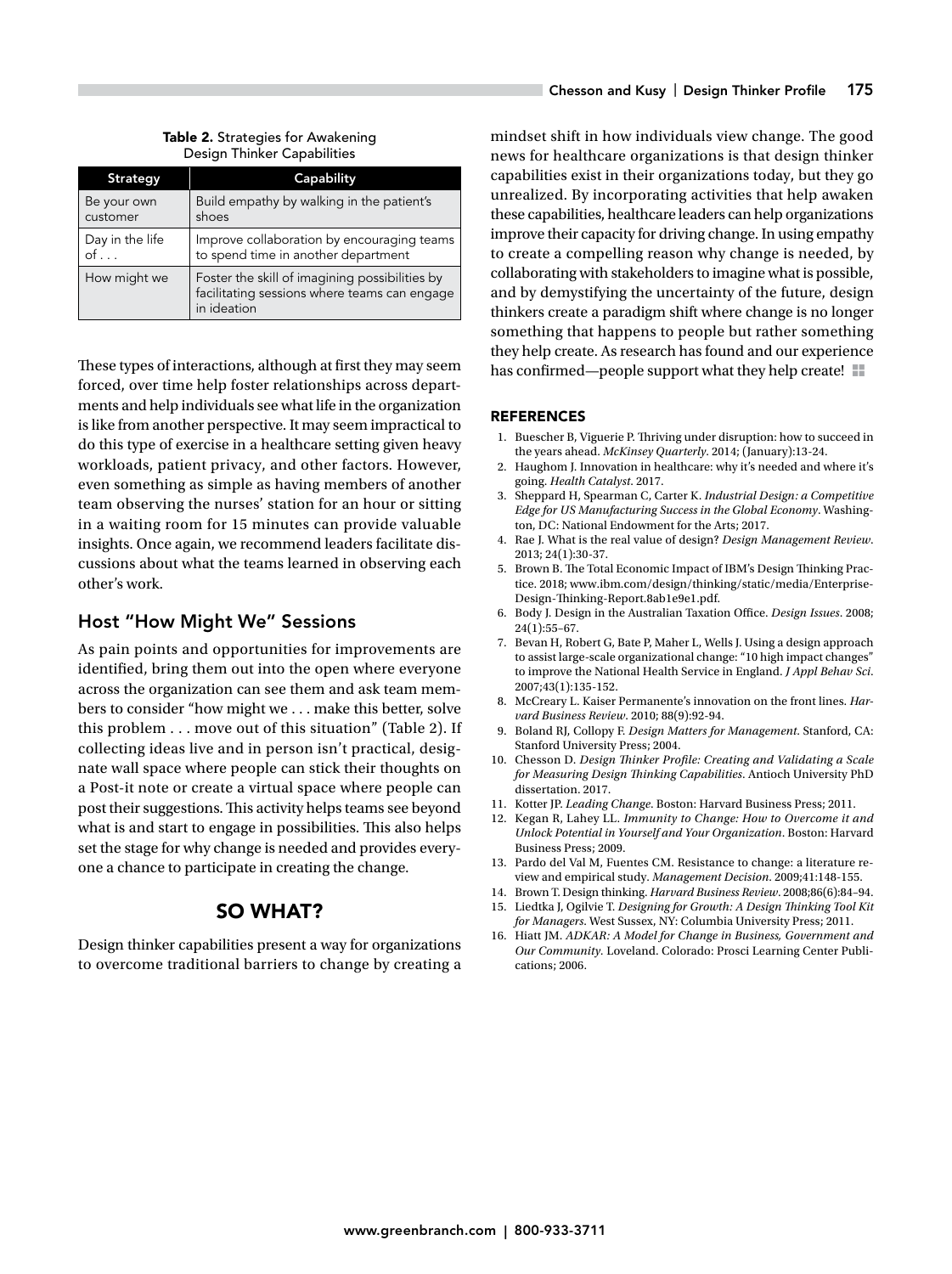**Table 2.** Strategies for Awakening Design Thinker Capabilities

| Strategy | Capability |
|---|---|
| Be your own customer | Build empathy by walking in the patient's shoes |
| Day in the life of . . . | Improve collaboration by encouraging teams to spend time in another department |
| How might we | Foster the skill of imagining possibilities by facilitating sessions where teams can engage in ideation |

These types of interactions, although at first they may seem forced, over time help foster relationships across departments and help individuals see what life in the organization is like from another perspective. It may seem impractical to do this type of exercise in a healthcare setting given heavy workloads, patient privacy, and other factors. However, even something as simple as having members of another team observing the nurses' station for an hour or sitting in a waiting room for 15 minutes can provide valuable insights. Once again, we recommend leaders facilitate discussions about what the teams learned in observing each other's work.

### Host "How Might We" Sessions

As pain points and opportunities for improvements are identified, bring them out into the open where everyone across the organization can see them and ask team members to consider "how might we . . . make this better, solve this problem . . . move out of this situation" (Table 2). If collecting ideas live and in person isn't practical, designate wall space where people can stick their thoughts on a Post-it note or create a virtual space where people can post their suggestions. This activity helps teams see beyond what is and start to engage in possibilities. This also helps set the stage for why change is needed and provides everyone a chance to participate in creating the change.

## SO WHAT?

Design thinker capabilities present a way for organizations to overcome traditional barriers to change by creating a mindset shift in how individuals view change. The good news for healthcare organizations is that design thinker capabilities exist in their organizations today, but they go unrealized. By incorporating activities that help awaken these capabilities, healthcare leaders can help organizations improve their capacity for driving change. In using empathy to create a compelling reason why change is needed, by collaborating with stakeholders to imagine what is possible, and by demystifying the uncertainty of the future, design thinkers create a paradigm shift where change is no longer something that happens to people but rather something they help create. As research has found and our experience has confirmed—people support what they help create!

## REFERENCES

1. Buescher B, Viguerie P. Thriving under disruption: how to succeed in the years ahead. *McKinsey Quarterly*. 2014; (January):13-24.
2. Haughom J. Innovation in healthcare: why it's needed and where it's going. *Health Catalyst*. 2017.
3. Sheppard H, Spearman C, Carter K. *Industrial Design: a Competitive Edge for US Manufacturing Success in the Global Economy*. Washington, DC: National Endowment for the Arts; 2017.
4. Rae J. What is the real value of design? *Design Management Review*. 2013; 24(1):30-37.
5. Brown B. The Total Economic Impact of IBM's Design Thinking Practice. 2018; www.ibm.com/design/thinking/static/media/Enterprise-Design-Thinking-Report.8ab1e9e1.pdf.
6. Body J. Design in the Australian Taxation Office. *Design Issues*. 2008; 24(1):55–67.
7. Bevan H, Robert G, Bate P, Maher L, Wells J. Using a design approach to assist large-scale organizational change: "10 high impact changes" to improve the National Health Service in England. *J Appl Behav Sci*. 2007;43(1):135-152.
8. McCreary L. Kaiser Permanente's innovation on the front lines. *Harvard Business Review*. 2010; 88(9):92-94.
9. Boland RJ, Collopy F. *Design Matters for Management*. Stanford, CA: Stanford University Press; 2004.
10. Chesson D. *Design Thinker Profile: Creating and Validating a Scale for Measuring Design Thinking Capabilities*. Antioch University PhD dissertation. 2017.
11. Kotter JP. *Leading Change*. Boston: Harvard Business Press; 2011.
12. Kegan R, Lahey LL. *Immunity to Change: How to Overcome it and Unlock Potential in Yourself and Your Organization*. Boston: Harvard Business Press; 2009.
13. Pardo del Val M, Fuentes CM. Resistance to change: a literature review and empirical study. *Management Decision*. 2009;41:148-155.
14. Brown T. Design thinking. *Harvard Business Review*. 2008;86(6):84–94.
15. Liedtka J, Ogilvie T. *Designing for Growth: A Design Thinking Tool Kit for Managers*. West Sussex, NY: Columbia University Press; 2011.
16. Hiatt JM. *ADKAR: A Model for Change in Business, Government and Our Community*. Loveland. Colorado: Prosci Learning Center Publications; 2006.